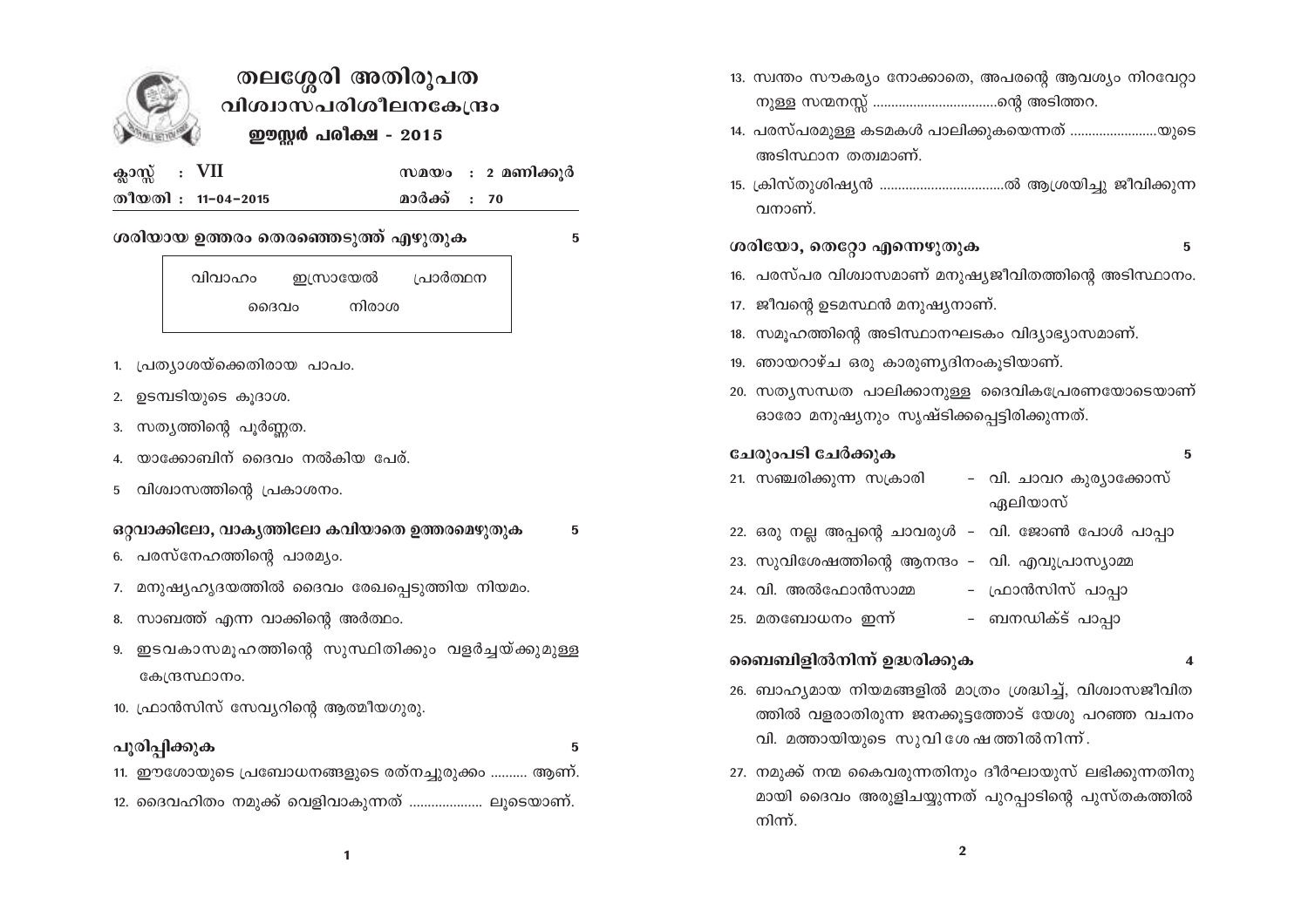# തലശ്ശേരി അതിരൂപത
## വിശ്വാസപരിശീലനകേന്ദ്രം
### ഈസ്റ്റർ പരീക്ഷ - 2015

ക്ലാസ്സ് : VII                 സമയം : 2 മണിക്കൂർ

തീയതി : 11-04-2015          മാർക്ക് : 70

**ശരിയായ ഉത്തരം തെരഞ്ഞെടുത്ത് എഴുതുക** 5

| വിവാഹം | ഇസ്രായേൽ | പ്രാർത്ഥന |
|---|---|---|
| ദൈവം | നിരാശ | |

1. പ്രത്യാശയ്ക്കെതിരായ പാപം.
2. ഉടമ്പടിയുടെ കൂദാശ.
3. സത്യത്തിന്റെ പൂർണ്ണത.
4. യാക്കോബിന് ദൈവം നൽകിയ പേര്.
5. വിശ്വാസത്തിന്റെ പ്രകാശനം.

**ഒറ്റവാക്കിലോ, വാകൃത്തിലോ കവിയാതെ ഉത്തരമെഴുതുക** 5

6. പരസ്നേഹത്തിന്റെ പാരമ്യം.
7. മനുഷ്യഹൃദയത്തിൽ ദൈവം രേഖപ്പെടുത്തിയ നിയമം.
8. സാബത്ത് എന്ന വാക്കിന്റെ അർത്ഥം.
9. ഇടവകാസമൂഹത്തിന്റെ സുസ്ഥിതിക്കും വളർച്ചയ്ക്കുമുള്ള കേന്ദ്രസ്ഥാനം.
10. ഫ്രാൻസിസ് സേവ്യറിന്റെ ആത്മീയഗുരു.

**പൂരിപ്പിക്കുക** 5

11. ഈശോയുടെ പ്രബോധനങ്ങളുടെ രത്നച്ചുരുക്കം .......... ആണ്.
12. ദൈവഹിതം നമുക്ക് വെളിവാകുന്നത് .................... ലൂടെയാണ്.
13. സ്വന്തം സൗകര്യം നോക്കാതെ, അപരന്റെ ആവശ്യം നിറവേറ്റാനുള്ള സന്മനസ്സ് ..................................ന്റെ അടിത്തറ.
14. പരസ്പരമുള്ള കടമകൾ പാലിക്കുകയെന്നത് ........................യുടെ അടിസ്ഥാന തത്വമാണ്.
15. ക്രിസ്തുശിഷ്യൻ ..................................ൽ ആശ്രയിച്ചു ജീവിക്കുന്നവനാണ്.

**ശരിയോ, തെറ്റോ എന്നെഴുതുക** 5

16. പരസ്പര വിശ്വാസമാണ് മനുഷ്യജീവിതത്തിന്റെ അടിസ്ഥാനം.
17. ജീവന്റെ ഉടമസ്ഥൻ മനുഷ്യനാണ്.
18. സമൂഹത്തിന്റെ അടിസ്ഥാനഘടകം വിദ്യാഭ്യാസമാണ്.
19. ഞായറാഴ്ച ഒരു കാരുണ്യദിനംകൂടിയാണ്.
20. സത്യസന്ധത പാലിക്കാനുള്ള ദൈവികപ്രേരണയോടെയാണ് ഓരോ മനുഷ്യനും സൃഷ്ടിക്കപ്പെട്ടിരിക്കുന്നത്.

**ചേരുംപടി ചേർക്കുക** 5

| | |
|---|---|
| 21. സഞ്ചരിക്കുന്ന സക്രാരി | - വി. ചാവറ കുര്യാക്കോസ് ഏലിയാസ് |
| 22. ഒരു നല്ല അപ്പന്റെ ചാവരുൾ | - വി. ജോൺ പോൾ പാപ്പാ |
| 23. സുവിശേഷത്തിന്റെ ആനന്ദം | - വി. എവുപ്രാസ്യാമ്മ |
| 24. വി. അൽഫോൻസാമ്മ | - ഫ്രാൻസിസ് പാപ്പാ |
| 25. മതബോധനം ഇന്ന് | - ബനഡിക്ട് പാപ്പാ |

**ബൈബിളിൽനിന്ന് ഉദ്ധരിക്കുക** 4

26. ബാഹ്യമായ നിയമങ്ങളിൽ മാത്രം ശ്രദ്ധിച്ച്, വിശ്വാസജീവിതത്തിൽ വളരാതിരുന്ന ജനക്കൂട്ടത്തോട് യേശു പറഞ്ഞ വചനം വി. മത്തായിയുടെ സുവിശേഷത്തിൽനിന്ന്.
27. നമുക്ക് നന്മ കൈവരുന്നതിനും ദീർഘായുസ് ലഭിക്കുന്നതിനുമായി ദൈവം അരുളിചെയ്യുന്നത് പുറപ്പാടിന്റെ പുസ്തകത്തിൽ നിന്ന്.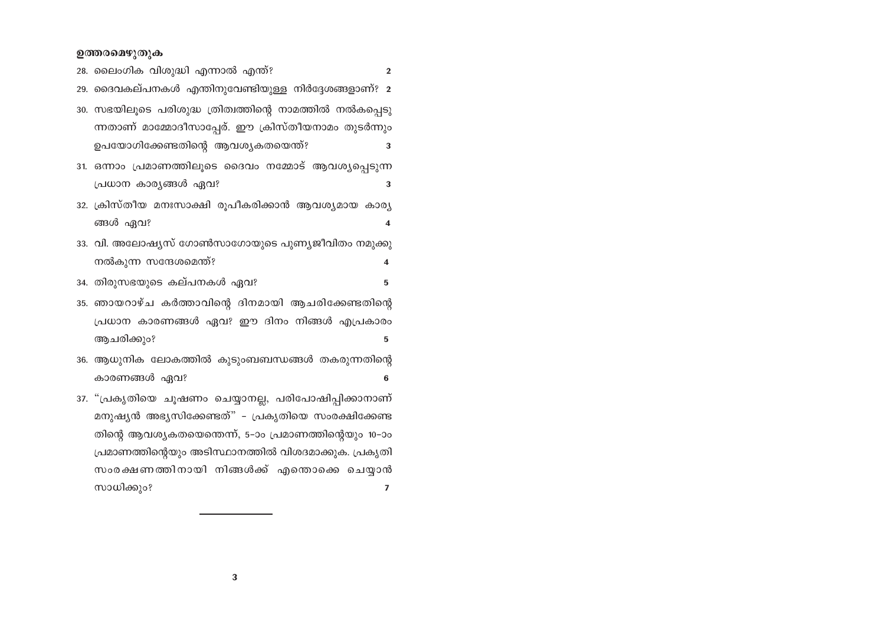**ഉത്തരമെഴുതുക**

28. ലൈംഗിക വിശുദ്ധി എന്നാൽ എന്ത്? 2

29. ദൈവകല്പനകൾ എന്തിനുവേണ്ടിയുള്ള നിർദ്ദേശങ്ങളാണ്? 2

30. സഭയിലൂടെ പരിശുദ്ധ ത്രിത്വത്തിന്റെ നാമത്തിൽ നൽകപ്പെടുന്നതാണ് മാമ്മോദീസാപ്പേര്. ഈ ക്രിസ്തീയനാമം തുടർന്നും ഉപയോഗിക്കേണ്ടതിന്റെ ആവശ്യകതയെന്ത്? 3

31. ഒന്നാം പ്രമാണത്തിലൂടെ ദൈവം നമ്മോട് ആവശ്യപ്പെടുന്ന പ്രധാന കാര്യങ്ങൾ ഏവ? 3

32. ക്രിസ്തീയ മനഃസാക്ഷി രൂപീകരിക്കാൻ ആവശ്യമായ കാര്യങ്ങൾ ഏവ? 4

33. വി. അലോഷ്യസ് ഗോൺസാഗോയുടെ പുണ്യജീവിതം നമുക്കു നൽകുന്ന സന്ദേശമെന്ത്? 4

34. തിരുസഭയുടെ കല്പനകൾ ഏവ? 5

35. ഞായറാഴ്ച കർത്താവിന്റെ ദിനമായി ആചരിക്കേണ്ടതിന്റെ പ്രധാന കാരണങ്ങൾ ഏവ? ഈ ദിനം നിങ്ങൾ എപ്രകാരം ആചരിക്കും? 5

36. ആധുനിക ലോകത്തിൽ കുടുംബബന്ധങ്ങൾ തകരുന്നതിന്റെ കാരണങ്ങൾ ഏവ? 6

37. "പ്രകൃതിയെ ചൂഷണം ചെയ്യാനല്ല, പരിപോഷിപ്പിക്കാനാണ് മനുഷ്യൻ അഭ്യസിക്കേണ്ടത്" - പ്രകൃതിയെ സംരക്ഷിക്കേണ്ടതിന്റെ ആവശ്യകതയെന്തെന്ന്, 5-ാം പ്രമാണത്തിന്റെയും 10-ാം പ്രമാണത്തിന്റെയും അടിസ്ഥാനത്തിൽ വിശദമാക്കുക. പ്രകൃതി സംരക്ഷണത്തിനായി നിങ്ങൾക്ക് എന്തൊക്കെ ചെയ്യാൻ സാധിക്കും? 7